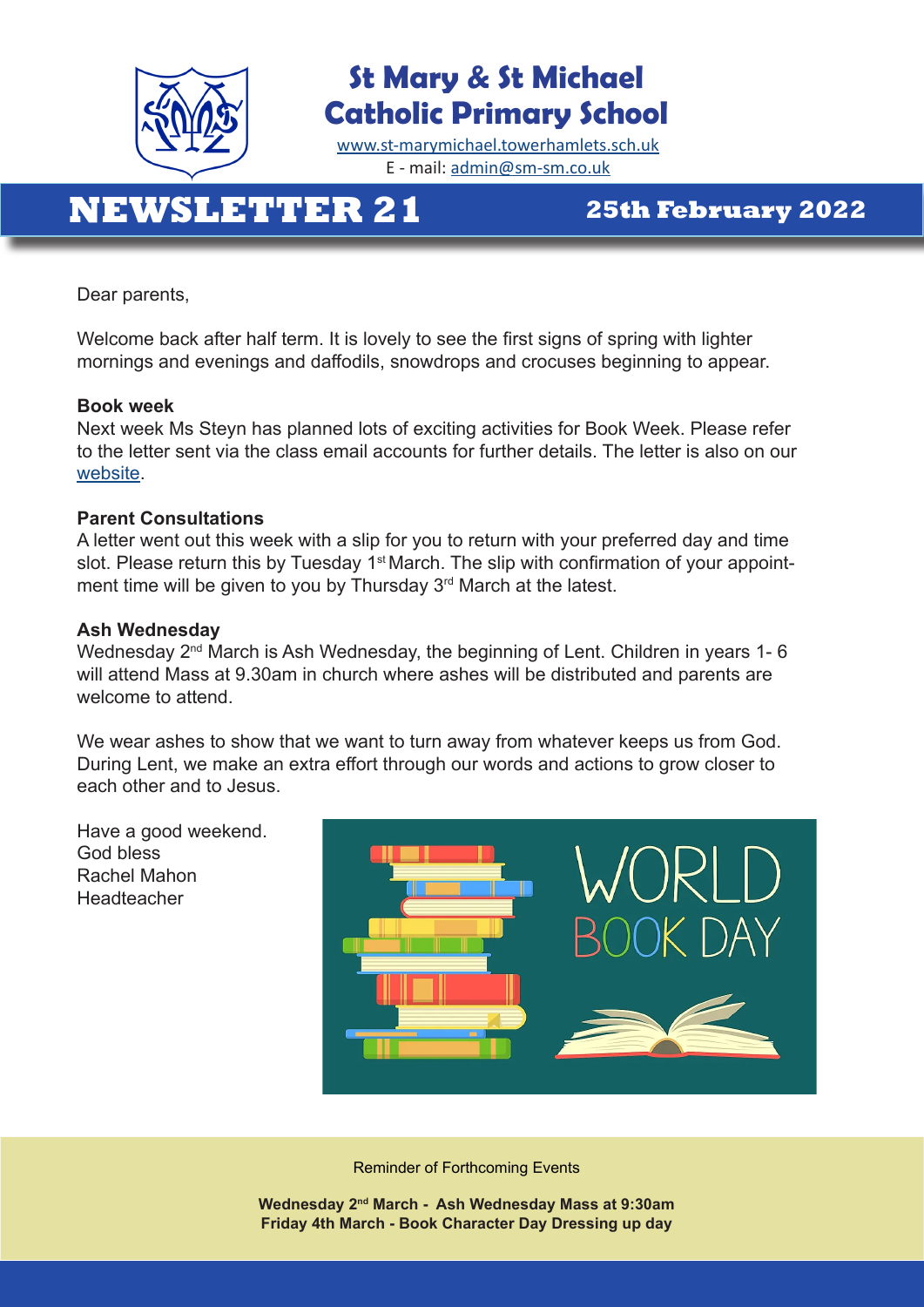# St Mary & St Michael Catholic Primary School

www.st-marymichael.towerhamlets.sch.uk
E - mail: admin@sm-sm.co.uk

## NEWSLETTER 21

**25th February 2022**

Dear parents,

Welcome back after half term. It is lovely to see the first signs of spring with lighter mornings and evenings and daffodils, snowdrops and crocuses beginning to appear.

**Book week**
Next week Ms Steyn has planned lots of exciting activities for Book Week. Please refer to the letter sent via the class email accounts for further details. The letter is also on our website.

**Parent Consultations**
A letter went out this week with a slip for you to return with your preferred day and time slot. Please return this by Tuesday 1st March. The slip with confirmation of your appointment time will be given to you by Thursday 3rd March at the latest.

**Ash Wednesday**
Wednesday 2nd March is Ash Wednesday, the beginning of Lent. Children in years 1- 6 will attend Mass at 9.30am in church where ashes will be distributed and parents are welcome to attend.

We wear ashes to show that we want to turn away from whatever keeps us from God. During Lent, we make an extra effort through our words and actions to grow closer to each other and to Jesus.

Have a good weekend.
God bless
Rachel Mahon
Headteacher

WORLD BOOK DAY

Reminder of Forthcoming Events

**Wednesday 2nd March - Ash Wednesday Mass at 9:30am**
**Friday 4th March - Book Character Day Dressing up day**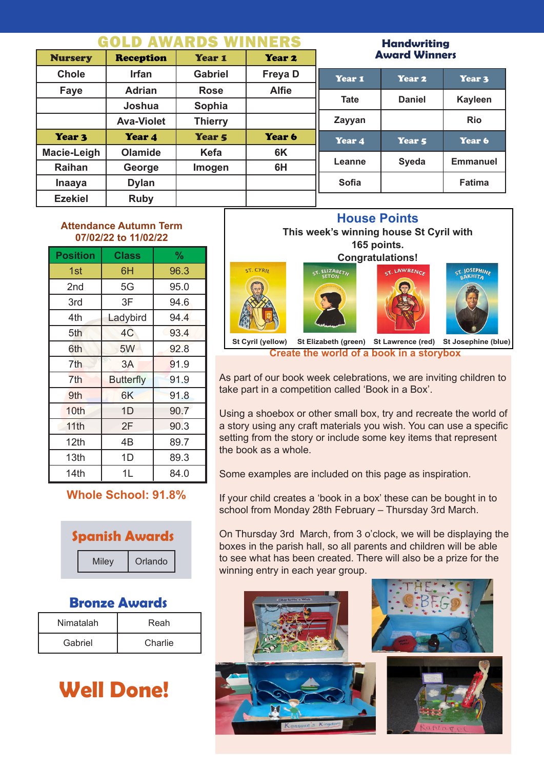## GOLD AWARDS WINNERS

| Nursery | Reception | Year 1 | Year 2 |
|---|---|---|---|
| Chole | Irfan | Gabriel | Freya D |
| Faye | Adrian | Rose | Alfie |
| | Joshua | Sophia | |
| | Ava-Violet | Thierry | |
| **Year 3** | **Year 4** | **Year 5** | **Year 6** |
| Macie-Leigh | Olamide | Kefa | 6K |
| Raihan | George | Imogen | 6H |
| Inaaya | Dylan | | |
| Ezekiel | Ruby | | |

## Handwriting Award Winners

| Year 1 | Year 2 | Year 3 |
|---|---|---|
| Tate | Daniel | Kayleen |
| Zayyan | | Rio |
| **Year 4** | **Year 5** | **Year 6** |
| Leanne | Syeda | Emmanuel |
| Sofia | | Fatima |

### Attendance Autumn Term 07/02/22 to 11/02/22

| Position | Class | % |
|---|---|---|
| 1st | 6H | 96.3 |
| 2nd | 5G | 95.0 |
| 3rd | 3F | 94.6 |
| 4th | Ladybird | 94.4 |
| 5th | 4C | 93.4 |
| 6th | 5W | 92.8 |
| 7th | 3A | 91.9 |
| 7th | Butterfly | 91.9 |
| 9th | 6K | 91.8 |
| 10th | 1D | 90.7 |
| 11th | 2F | 90.3 |
| 12th | 4B | 89.7 |
| 13th | 1D | 89.3 |
| 14th | 1L | 84.0 |

**Whole School: 91.8%**

## House Points

This week's winning house St Cyril with 165 points.

Congratulations!

St Cyril (yellow) St Elizabeth (green) St Lawrence (red) St Josephine (blue)

## Spanish Awards

| | |
|---|---|
| Miley | Orlando |

## Bronze Awards

| | |
|---|---|
| Nimatalah | Reah |
| Gabriel | Charlie |

# Well Done!

### Create the world of a book in a storybox

As part of our book week celebrations, we are inviting children to take part in a competition called 'Book in a Box'.

Using a shoebox or other small box, try and recreate the world of a story using any craft materials you wish. You can use a specific setting from the story or include some key items that represent the book as a whole.

Some examples are included on this page as inspiration.

If your child creates a 'book in a box' these can be bought in to school from Monday 28th February – Thursday 3rd March.

On Thursday 3rd March, from 3 o'clock, we will be displaying the boxes in the parish hall, so all parents and children will be able to see what has been created. There will also be a prize for the winning entry in each year group.